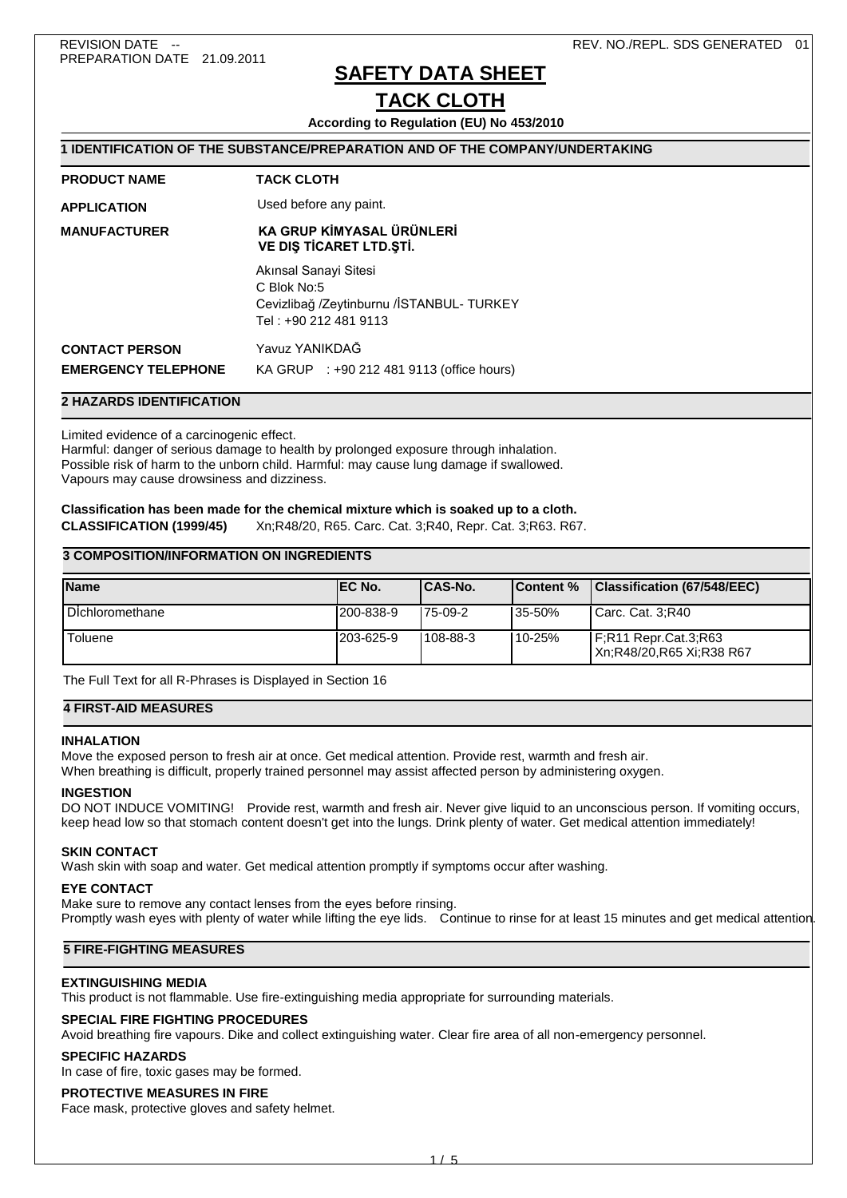REVISION DATE --
PREPARATION DATE 21.09.2011

REV. NO./REPL. SDS GENERATED 01

# SAFETY DATA SHEET

# TACK CLOTH

**According to Regulation (EU) No 453/2010**

## 1 IDENTIFICATION OF THE SUBSTANCE/PREPARATION AND OF THE COMPANY/UNDERTAKING

**PRODUCT NAME** **TACK CLOTH**

**APPLICATION** Used before any paint.

**MANUFACTURER** **KA GRUP KİMYASAL ÜRÜNLERİ VE DIŞ TİCARET LTD.ŞTİ.**

Akınsal Sanayi Sitesi
C Blok No:5
Cevizlibağ /Zeytinburnu /İSTANBUL- TURKEY
Tel : +90 212 481 9113

**CONTACT PERSON** Yavuz YANIKDAĞ

**EMERGENCY TELEPHONE** KA GRUP : +90 212 481 9113 (office hours)

## 2 HAZARDS IDENTIFICATION

Limited evidence of a carcinogenic effect.
Harmful: danger of serious damage to health by prolonged exposure through inhalation.
Possible risk of harm to the unborn child. Harmful: may cause lung damage if swallowed.
Vapours may cause drowsiness and dizziness.

**Classification has been made for the chemical mixture which is soaked up to a cloth.**
**CLASSIFICATION (1999/45)** Xn;R48/20, R65. Carc. Cat. 3;R40, Repr. Cat. 3;R63. R67.

## 3 COMPOSITION/INFORMATION ON INGREDIENTS

| Name | EC No. | CAS-No. | Content % | Classification (67/548/EEC) |
|---|---|---|---|---|
| DIchloromethane | 200-838-9 | 75-09-2 | 35-50% | Carc. Cat. 3;R40 |
| Toluene | 203-625-9 | 108-88-3 | 10-25% | F;R11 Repr.Cat.3;R63 Xn;R48/20,R65 Xi;R38 R67 |

The Full Text for all R-Phrases is Displayed in Section 16

## 4 FIRST-AID MEASURES

### INHALATION

Move the exposed person to fresh air at once. Get medical attention. Provide rest, warmth and fresh air.
When breathing is difficult, properly trained personnel may assist affected person by administering oxygen.

### INGESTION

DO NOT INDUCE VOMITING! Provide rest, warmth and fresh air. Never give liquid to an unconscious person. If vomiting occurs, keep head low so that stomach content doesn't get into the lungs. Drink plenty of water. Get medical attention immediately!

### SKIN CONTACT

Wash skin with soap and water. Get medical attention promptly if symptoms occur after washing.

### EYE CONTACT

Make sure to remove any contact lenses from the eyes before rinsing.
Promptly wash eyes with plenty of water while lifting the eye lids. Continue to rinse for at least 15 minutes and get medical attention.

## 5 FIRE-FIGHTING MEASURES

### EXTINGUISHING MEDIA

This product is not flammable. Use fire-extinguishing media appropriate for surrounding materials.

### SPECIAL FIRE FIGHTING PROCEDURES

Avoid breathing fire vapours. Dike and collect extinguishing water. Clear fire area of all non-emergency personnel.

### SPECIFIC HAZARDS

In case of fire, toxic gases may be formed.

### PROTECTIVE MEASURES IN FIRE

Face mask, protective gloves and safety helmet.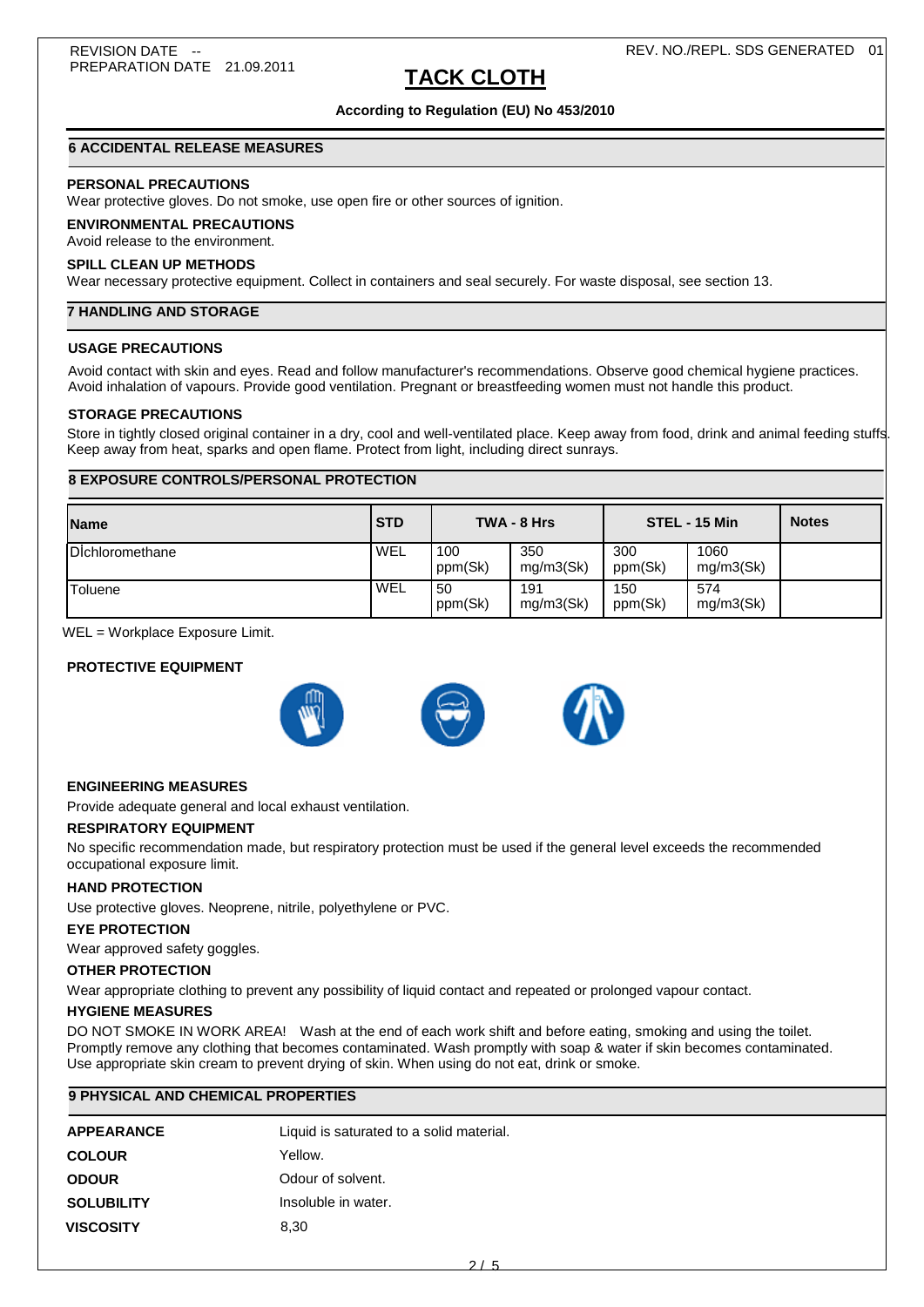# TACK CLOTH

**According to Regulation (EU) No 453/2010**

## 6 ACCIDENTAL RELEASE MEASURES

**PERSONAL PRECAUTIONS**

Wear protective gloves. Do not smoke, use open fire or other sources of ignition.

**ENVIRONMENTAL PRECAUTIONS**

Avoid release to the environment.

**SPILL CLEAN UP METHODS**

Wear necessary protective equipment. Collect in containers and seal securely. For waste disposal, see section 13.

## 7 HANDLING AND STORAGE

**USAGE PRECAUTIONS**

Avoid contact with skin and eyes. Read and follow manufacturer's recommendations. Observe good chemical hygiene practices. Avoid inhalation of vapours. Provide good ventilation. Pregnant or breastfeeding women must not handle this product.

**STORAGE PRECAUTIONS**

Store in tightly closed original container in a dry, cool and well-ventilated place. Keep away from food, drink and animal feeding stuffs. Keep away from heat, sparks and open flame. Protect from light, including direct sunrays.

## 8 EXPOSURE CONTROLS/PERSONAL PROTECTION

| Name | STD | TWA - 8 Hrs | | STEL - 15 Min | | Notes |
|---|---|---|---|---|---|---|
| Dichloromethane | WEL | 100 ppm(Sk) | 350 mg/m3(Sk) | 300 ppm(Sk) | 1060 mg/m3(Sk) | |
| Toluene | WEL | 50 ppm(Sk) | 191 mg/m3(Sk) | 150 ppm(Sk) | 574 mg/m3(Sk) | |

WEL = Workplace Exposure Limit.

**PROTECTIVE EQUIPMENT**

**ENGINEERING MEASURES**

Provide adequate general and local exhaust ventilation.

**RESPIRATORY EQUIPMENT**

No specific recommendation made, but respiratory protection must be used if the general level exceeds the recommended occupational exposure limit.

**HAND PROTECTION**

Use protective gloves. Neoprene, nitrile, polyethylene or PVC.

**EYE PROTECTION**

Wear approved safety goggles.

**OTHER PROTECTION**

Wear appropriate clothing to prevent any possibility of liquid contact and repeated or prolonged vapour contact.

**HYGIENE MEASURES**

DO NOT SMOKE IN WORK AREA! Wash at the end of each work shift and before eating, smoking and using the toilet. Promptly remove any clothing that becomes contaminated. Wash promptly with soap & water if skin becomes contaminated. Use appropriate skin cream to prevent drying of skin. When using do not eat, drink or smoke.

## 9 PHYSICAL AND CHEMICAL PROPERTIES

| | |
|---|---|
| **APPEARANCE** | Liquid is saturated to a solid material. |
| **COLOUR** | Yellow. |
| **ODOUR** | Odour of solvent. |
| **SOLUBILITY** | Insoluble in water. |
| **VISCOSITY** | 8,30 |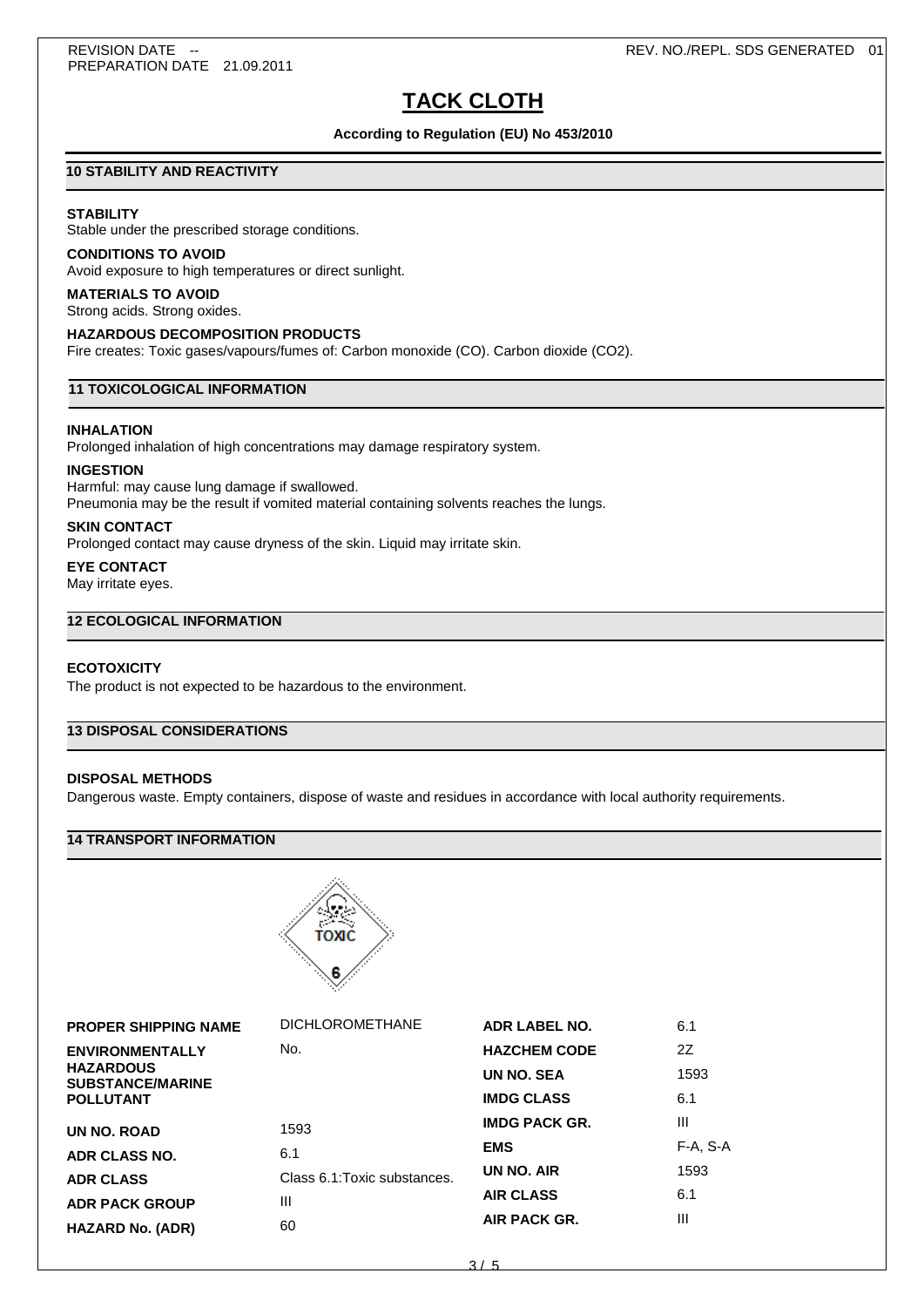REVISION DATE --
PREPARATION DATE 21.09.2011

REV. NO./REPL. SDS GENERATED 01

# TACK CLOTH

**According to Regulation (EU) No 453/2010**

## 10 STABILITY AND REACTIVITY

**STABILITY**

Stable under the prescribed storage conditions.

**CONDITIONS TO AVOID**

Avoid exposure to high temperatures or direct sunlight.

**MATERIALS TO AVOID**

Strong acids. Strong oxides.

**HAZARDOUS DECOMPOSITION PRODUCTS**

Fire creates: Toxic gases/vapours/fumes of: Carbon monoxide (CO). Carbon dioxide ($CO_2$).

## 11 TOXICOLOGICAL INFORMATION

**INHALATION**

Prolonged inhalation of high concentrations may damage respiratory system.

**INGESTION**

Harmful: may cause lung damage if swallowed.
Pneumonia may be the result if vomited material containing solvents reaches the lungs.

**SKIN CONTACT**

Prolonged contact may cause dryness of the skin. Liquid may irritate skin.

**EYE CONTACT**

May irritate eyes.

## 12 ECOLOGICAL INFORMATION

**ECOTOXICITY**

The product is not expected to be hazardous to the environment.

## 13 DISPOSAL CONSIDERATIONS

**DISPOSAL METHODS**

Dangerous waste. Empty containers, dispose of waste and residues in accordance with local authority requirements.

## 14 TRANSPORT INFORMATION

TOXIC 6

| | | | |
|---|---|---|---|
| **PROPER SHIPPING NAME** | DICHLOROMETHANE | **ADR LABEL NO.** | 6.1 |
| **ENVIRONMENTALLY HAZARDOUS SUBSTANCE/MARINE POLLUTANT** | No. | **HAZCHEM CODE** | 2Z |
| | | **UN NO. SEA** | 1593 |
| | | **IMDG CLASS** | 6.1 |
| **UN NO. ROAD** | 1593 | **IMDG PACK GR.** | III |
| **ADR CLASS NO.** | 6.1 | **EMS** | F-A, S-A |
| **ADR CLASS** | Class 6.1:Toxic substances. | **UN NO. AIR** | 1593 |
| **ADR PACK GROUP** | III | **AIR CLASS** | 6.1 |
| **HAZARD No. (ADR)** | 60 | **AIR PACK GR.** | III |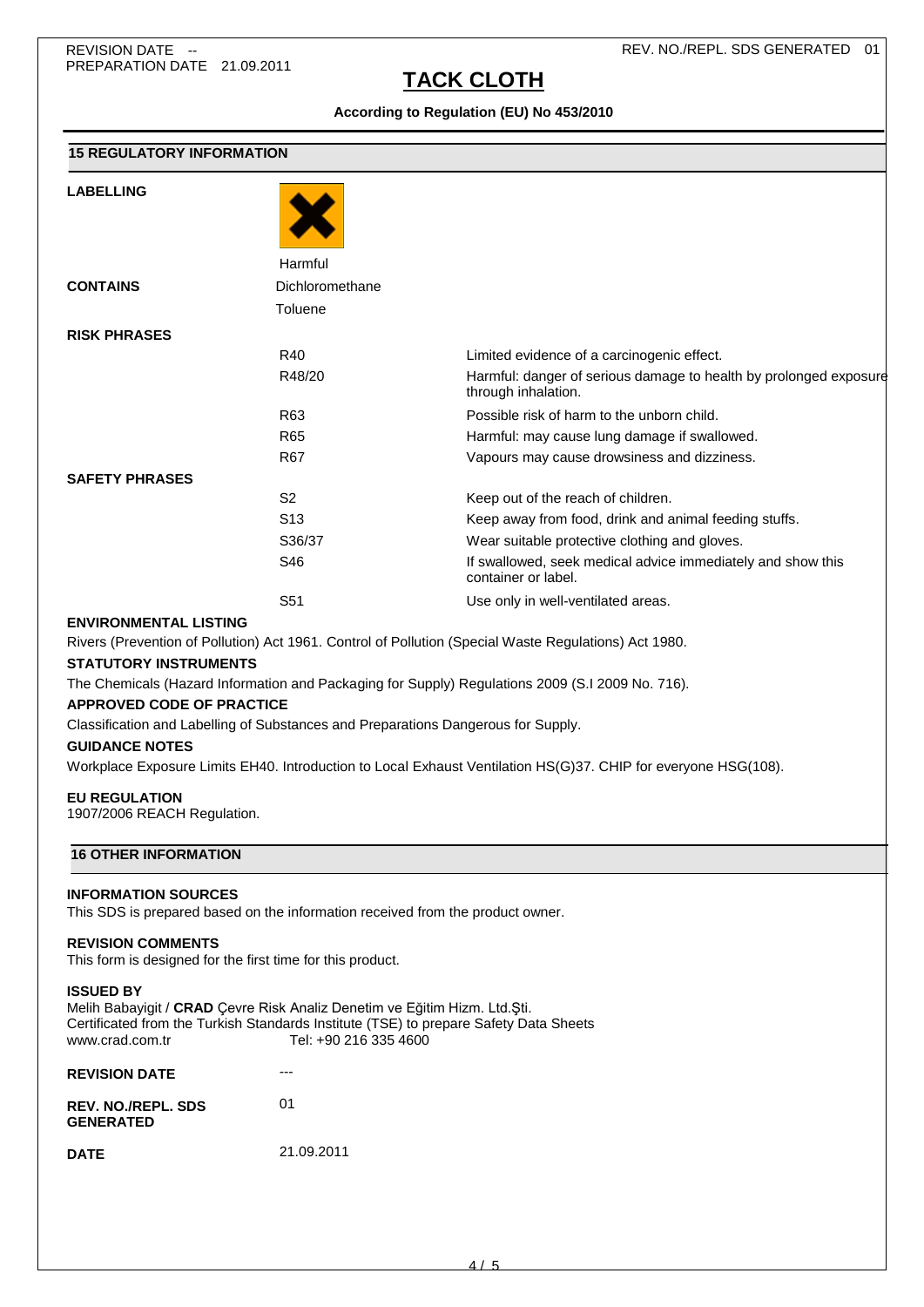REVISION DATE --
PREPARATION DATE 21.09.2011

REV. NO./REPL. SDS GENERATED 01

# TACK CLOTH

**According to Regulation (EU) No 453/2010**

## 15 REGULATORY INFORMATION

**LABELLING**

Harmful

**CONTAINS**

Dichloromethane

Toluene

**RISK PHRASES**

| | |
|---|---|
| R40 | Limited evidence of a carcinogenic effect. |
| R48/20 | Harmful: danger of serious damage to health by prolonged exposure through inhalation. |
| R63 | Possible risk of harm to the unborn child. |
| R65 | Harmful: may cause lung damage if swallowed. |
| R67 | Vapours may cause drowsiness and dizziness. |

**SAFETY PHRASES**

| | |
|---|---|
| S2 | Keep out of the reach of children. |
| S13 | Keep away from food, drink and animal feeding stuffs. |
| S36/37 | Wear suitable protective clothing and gloves. |
| S46 | If swallowed, seek medical advice immediately and show this container or label. |
| S51 | Use only in well-ventilated areas. |

**ENVIRONMENTAL LISTING**

Rivers (Prevention of Pollution) Act 1961. Control of Pollution (Special Waste Regulations) Act 1980.

**STATUTORY INSTRUMENTS**

The Chemicals (Hazard Information and Packaging for Supply) Regulations 2009 (S.I 2009 No. 716).

**APPROVED CODE OF PRACTICE**

Classification and Labelling of Substances and Preparations Dangerous for Supply.

**GUIDANCE NOTES**

Workplace Exposure Limits EH40. Introduction to Local Exhaust Ventilation HS(G)37. CHIP for everyone HSG(108).

**EU REGULATION**

1907/2006 REACH Regulation.

## 16 OTHER INFORMATION

**INFORMATION SOURCES**

This SDS is prepared based on the information received from the product owner.

**REVISION COMMENTS**

This form is designed for the first time for this product.

**ISSUED BY**

Melih Babayigit / **CRAD** Çevre Risk Analiz Denetim ve Eğitim Hizm. Ltd.Şti.
Certificated from the Turkish Standards Institute (TSE) to prepare Safety Data Sheets
www.crad.com.tr Tel: +90 216 335 4600

| | |
|---|---|
| **REVISION DATE** | --- |
| **REV. NO./REPL. SDS GENERATED** | 01 |
| **DATE** | 21.09.2011 |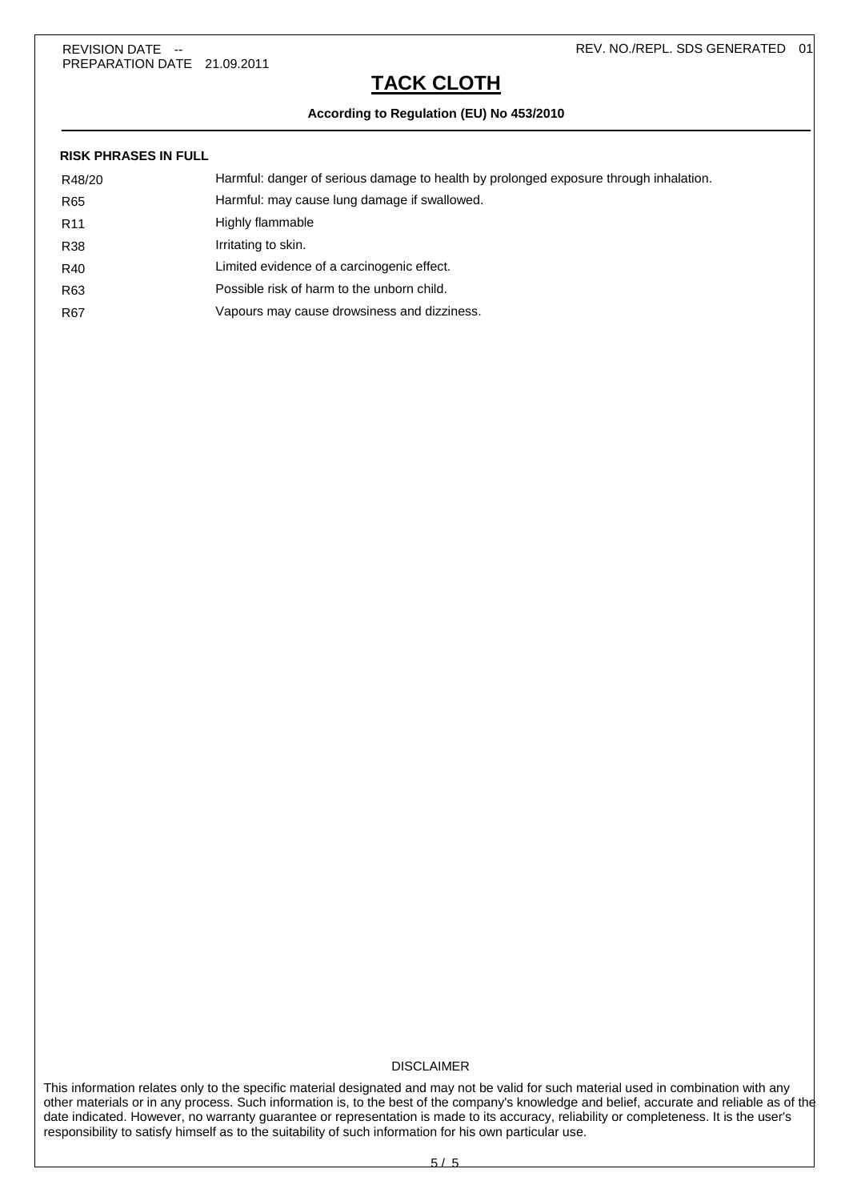**RISK PHRASES IN FULL**

| | |
|---|---|
| R48/20 | Harmful: danger of serious damage to health by prolonged exposure through inhalation. |
| R65 | Harmful: may cause lung damage if swallowed. |
| R11 | Highly flammable |
| R38 | Irritating to skin. |
| R40 | Limited evidence of a carcinogenic effect. |
| R63 | Possible risk of harm to the unborn child. |
| R67 | Vapours may cause drowsiness and dizziness. |

DISCLAIMER

This information relates only to the specific material designated and may not be valid for such material used in combination with any other materials or in any process. Such information is, to the best of the company's knowledge and belief, accurate and reliable as of the date indicated. However, no warranty guarantee or representation is made to its accuracy, reliability or completeness. It is the user's responsibility to satisfy himself as to the suitability of such information for his own particular use.